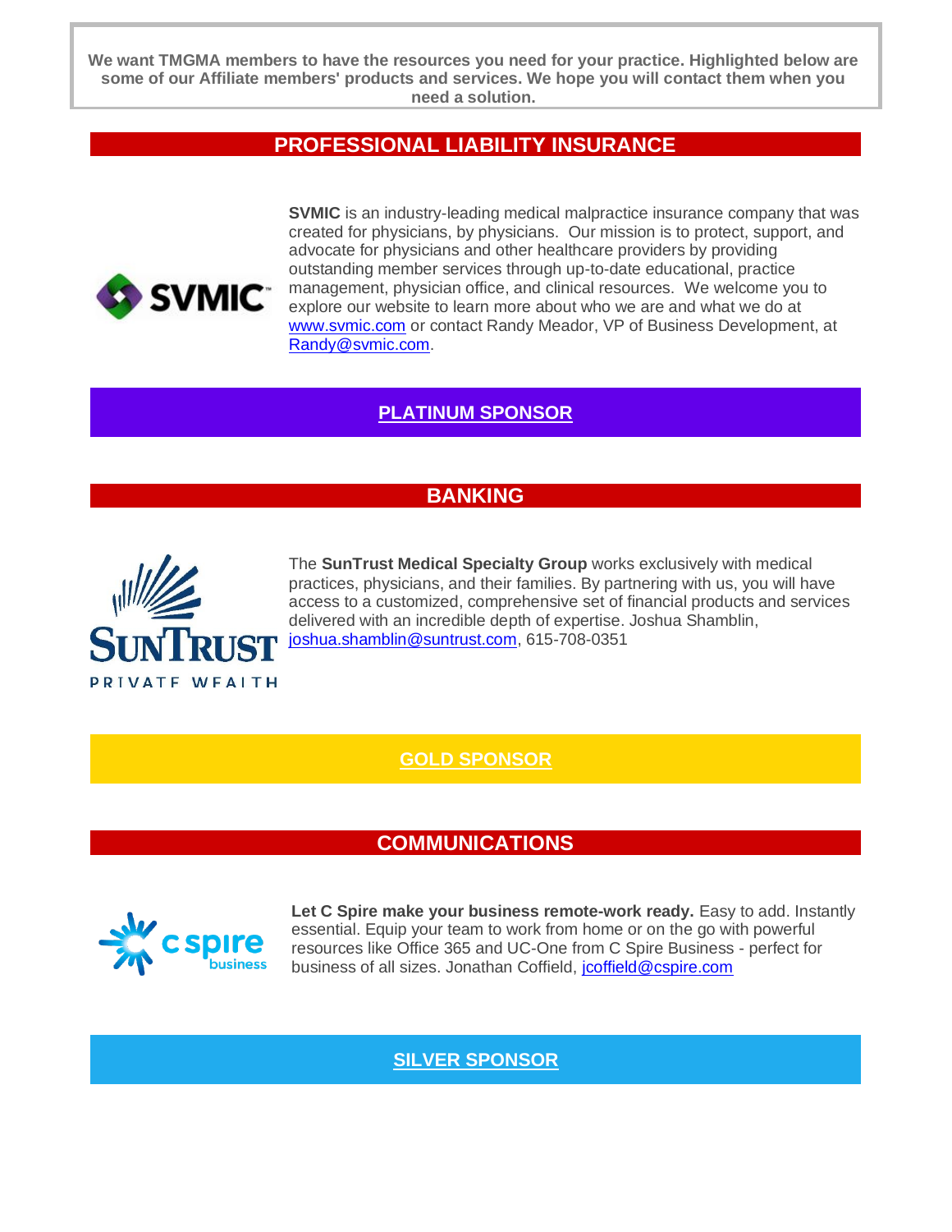**We want TMGMA members to have the resources you need for your practice. Highlighted below are some of our Affiliate members' products and services. We hope you will contact them when you need a solution.**

## PROFESSIONAL LIABILITY INSURANCE

**SVMIC** is an industry-leading medical malpractice insurance company that was created for physicians, by physicians. Our mission is to protect, support, and advocate for physicians and other healthcare providers by providing outstanding member services through up-to-date educational, practice management, physician office, and clinical resources. We welcome you to explore our website to learn more about who we are and what we do at www.svmic.com or contact Randy Meador, VP of Business Development, at Randy@svmic.com.

## PLATINUM SPONSOR

## BANKING

The **SunTrust Medical Specialty Group** works exclusively with medical practices, physicians, and their families. By partnering with us, you will have access to a customized, comprehensive set of financial products and services delivered with an incredible depth of expertise. Joshua Shamblin, joshua.shamblin@suntrust.com, 615-708-0351

## GOLD SPONSOR

## COMMUNICATIONS

**Let C Spire make your business remote-work ready.** Easy to add. Instantly essential. Equip your team to work from home or on the go with powerful resources like Office 365 and UC-One from C Spire Business - perfect for business of all sizes. Jonathan Coffield, jcoffield@cspire.com

## SILVER SPONSOR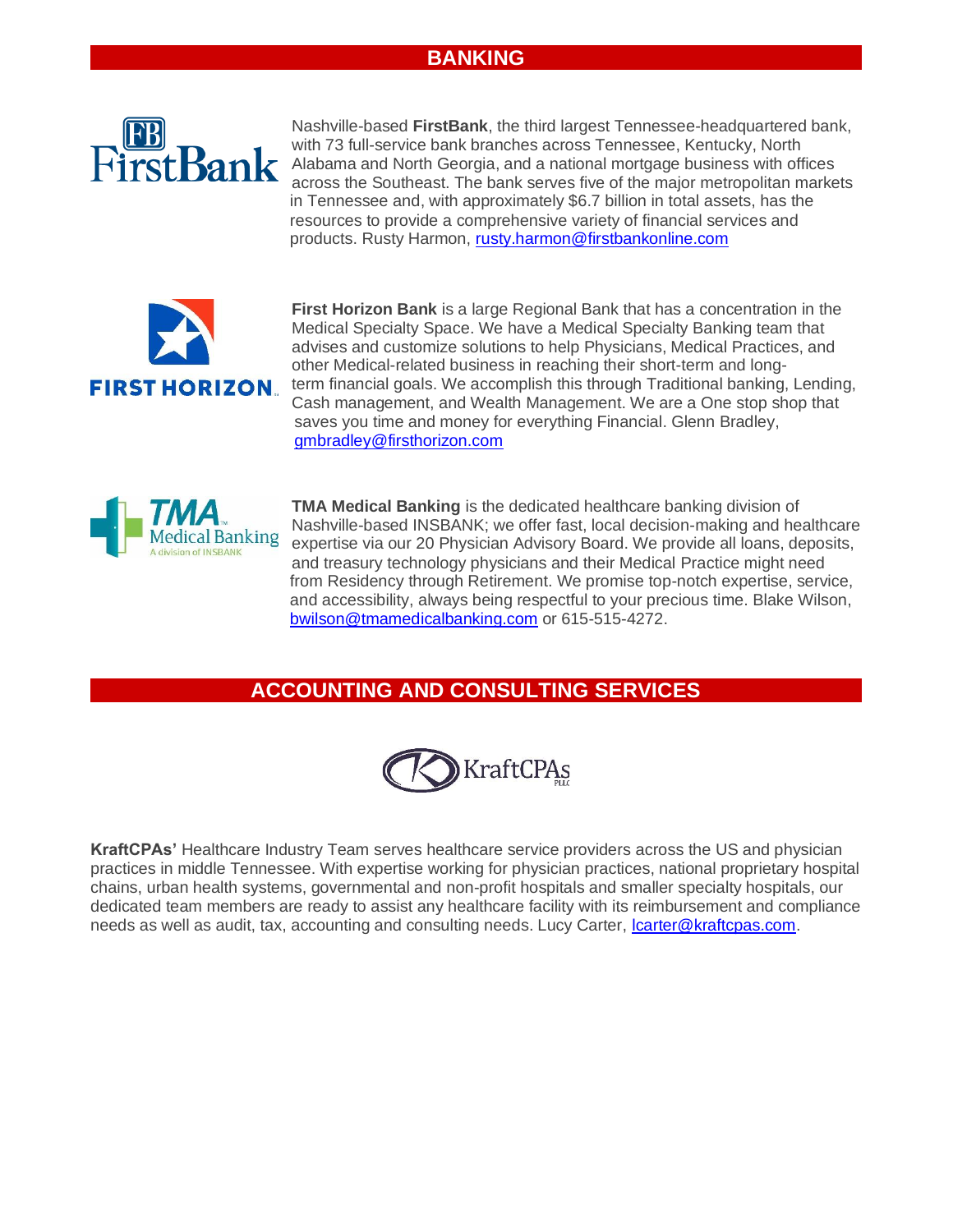## BANKING

Nashville-based **FirstBank**, the third largest Tennessee-headquartered bank, with 73 full-service bank branches across Tennessee, Kentucky, North Alabama and North Georgia, and a national mortgage business with offices across the Southeast. The bank serves five of the major metropolitan markets in Tennessee and, with approximately $6.7 billion in total assets, has the resources to provide a comprehensive variety of financial services and products. Rusty Harmon, rusty.harmon@firstbankonline.com

**First Horizon Bank** is a large Regional Bank that has a concentration in the Medical Specialty Space. We have a Medical Specialty Banking team that advises and customize solutions to help Physicians, Medical Practices, and other Medical-related business in reaching their short-term and long-term financial goals. We accomplish this through Traditional banking, Lending, Cash management, and Wealth Management. We are a One stop shop that saves you time and money for everything Financial. Glenn Bradley, gmbradley@firsthorizon.com

**TMA Medical Banking** is the dedicated healthcare banking division of Nashville-based INSBANK; we offer fast, local decision-making and healthcare expertise via our 20 Physician Advisory Board. We provide all loans, deposits, and treasury technology physicians and their Medical Practice might need from Residency through Retirement. We promise top-notch expertise, service, and accessibility, always being respectful to your precious time. Blake Wilson, bwilson@tmamedicalbanking.com or 615-515-4272.

## ACCOUNTING AND CONSULTING SERVICES

**KraftCPAs'** Healthcare Industry Team serves healthcare service providers across the US and physician practices in middle Tennessee. With expertise working for physician practices, national proprietary hospital chains, urban health systems, governmental and non-profit hospitals and smaller specialty hospitals, our dedicated team members are ready to assist any healthcare facility with its reimbursement and compliance needs as well as audit, tax, accounting and consulting needs. Lucy Carter, lcarter@kraftcpas.com.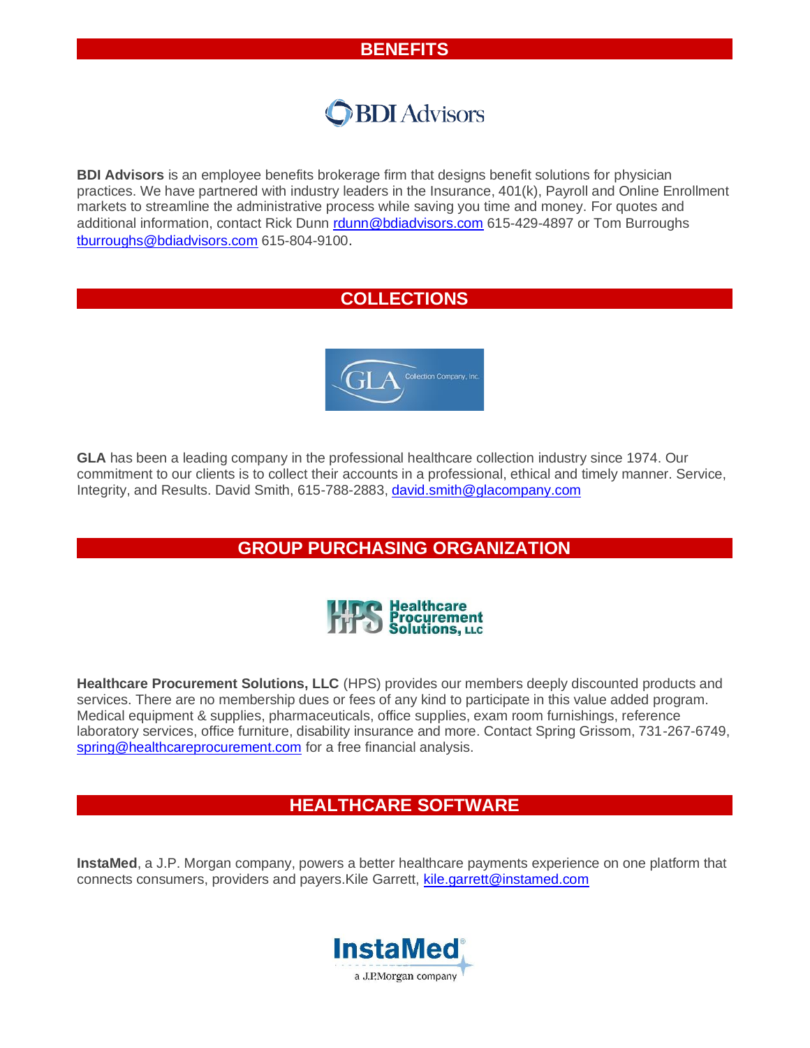## BENEFITS

**BDI Advisors** is an employee benefits brokerage firm that designs benefit solutions for physician practices. We have partnered with industry leaders in the Insurance, 401(k), Payroll and Online Enrollment markets to streamline the administrative process while saving you time and money. For quotes and additional information, contact Rick Dunn rdunn@bdiadvisors.com 615-429-4897 or Tom Burroughs tburroughs@bdiadvisors.com 615-804-9100.

## COLLECTIONS

**GLA** has been a leading company in the professional healthcare collection industry since 1974. Our commitment to our clients is to collect their accounts in a professional, ethical and timely manner. Service, Integrity, and Results. David Smith, 615-788-2883, david.smith@glacompany.com

## GROUP PURCHASING ORGANIZATION

**Healthcare Procurement Solutions, LLC** (HPS) provides our members deeply discounted products and services. There are no membership dues or fees of any kind to participate in this value added program. Medical equipment & supplies, pharmaceuticals, office supplies, exam room furnishings, reference laboratory services, office furniture, disability insurance and more. Contact Spring Grissom, 731-267-6749, spring@healthcareprocurement.com for a free financial analysis.

## HEALTHCARE SOFTWARE

**InstaMed**, a J.P. Morgan company, powers a better healthcare payments experience on one platform that connects consumers, providers and payers.Kile Garrett, kile.garrett@instamed.com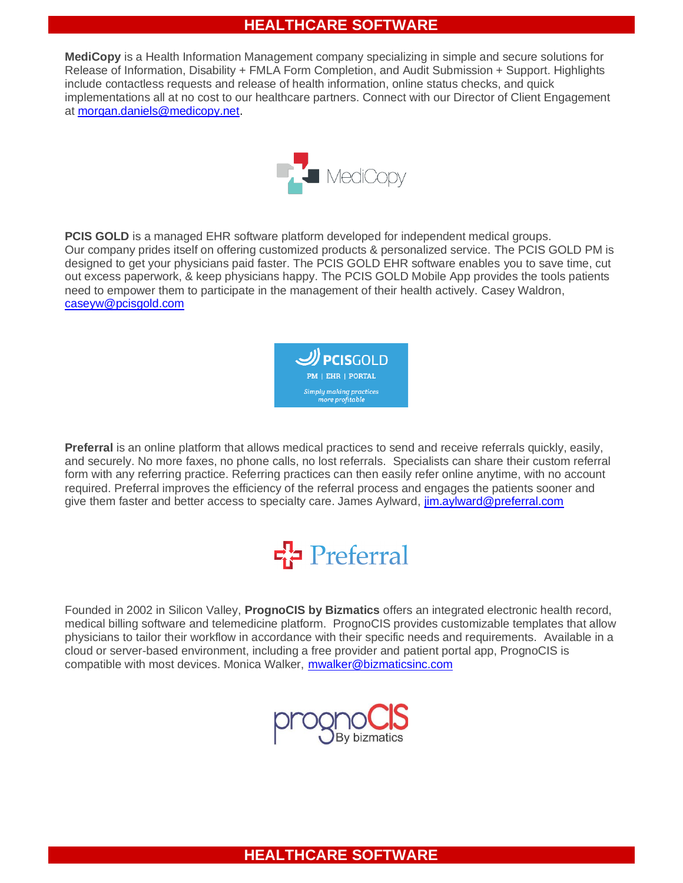# HEALTHCARE SOFTWARE

**MediCopy** is a Health Information Management company specializing in simple and secure solutions for Release of Information, Disability + FMLA Form Completion, and Audit Submission + Support. Highlights include contactless requests and release of health information, online status checks, and quick implementations all at no cost to our healthcare partners. Connect with our Director of Client Engagement at morgan.daniels@medicopy.net.

**PCIS GOLD** is a managed EHR software platform developed for independent medical groups. Our company prides itself on offering customized products & personalized service. The PCIS GOLD PM is designed to get your physicians paid faster. The PCIS GOLD EHR software enables you to save time, cut out excess paperwork, & keep physicians happy. The PCIS GOLD Mobile App provides the tools patients need to empower them to participate in the management of their health actively. Casey Waldron, caseyw@pcisgold.com

**Preferral** is an online platform that allows medical practices to send and receive referrals quickly, easily, and securely. No more faxes, no phone calls, no lost referrals. Specialists can share their custom referral form with any referring practice. Referring practices can then easily refer online anytime, with no account required. Preferral improves the efficiency of the referral process and engages the patients sooner and give them faster and better access to specialty care. James Aylward, jim.aylward@preferral.com

Founded in 2002 in Silicon Valley, **PrognoCIS by Bizmatics** offers an integrated electronic health record, medical billing software and telemedicine platform. PrognoCIS provides customizable templates that allow physicians to tailor their workflow in accordance with their specific needs and requirements. Available in a cloud or server-based environment, including a free provider and patient portal app, PrognoCIS is compatible with most devices. Monica Walker, mwalker@bizmaticsinc.com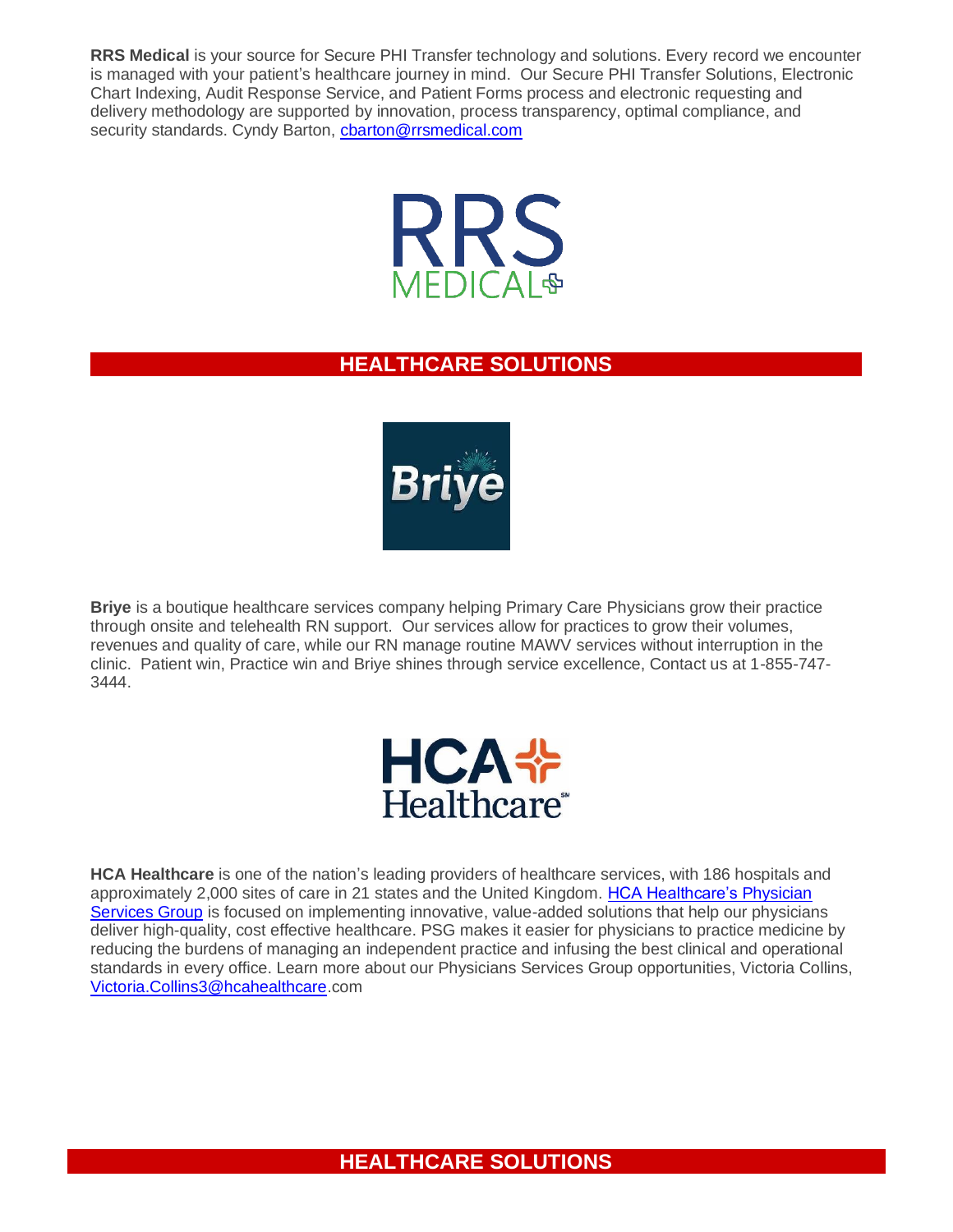**RRS Medical** is your source for Secure PHI Transfer technology and solutions. Every record we encounter is managed with your patient's healthcare journey in mind. Our Secure PHI Transfer Solutions, Electronic Chart Indexing, Audit Response Service, and Patient Forms process and electronic requesting and delivery methodology are supported by innovation, process transparency, optimal compliance, and security standards. Cyndy Barton, [cbarton@rrsmedical.com](mailto:cbarton@rrsmedical.com)

## HEALTHCARE SOLUTIONS

**Briye** is a boutique healthcare services company helping Primary Care Physicians grow their practice through onsite and telehealth RN support. Our services allow for practices to grow their volumes, revenues and quality of care, while our RN manage routine MAWV services without interruption in the clinic. Patient win, Practice win and Briye shines through service excellence, Contact us at 1-855-747-3444.

**HCA Healthcare** is one of the nation's leading providers of healthcare services, with 186 hospitals and approximately 2,000 sites of care in 21 states and the United Kingdom. [HCA Healthcare's Physician Services Group]() is focused on implementing innovative, value-added solutions that help our physicians deliver high-quality, cost effective healthcare. PSG makes it easier for physicians to practice medicine by reducing the burdens of managing an independent practice and infusing the best clinical and operational standards in every office. Learn more about our Physicians Services Group opportunities, Victoria Collins, [Victoria.Collins3@hcahealthcare](mailto:Victoria.Collins3@hcahealthcare.com).com

## HEALTHCARE SOLUTIONS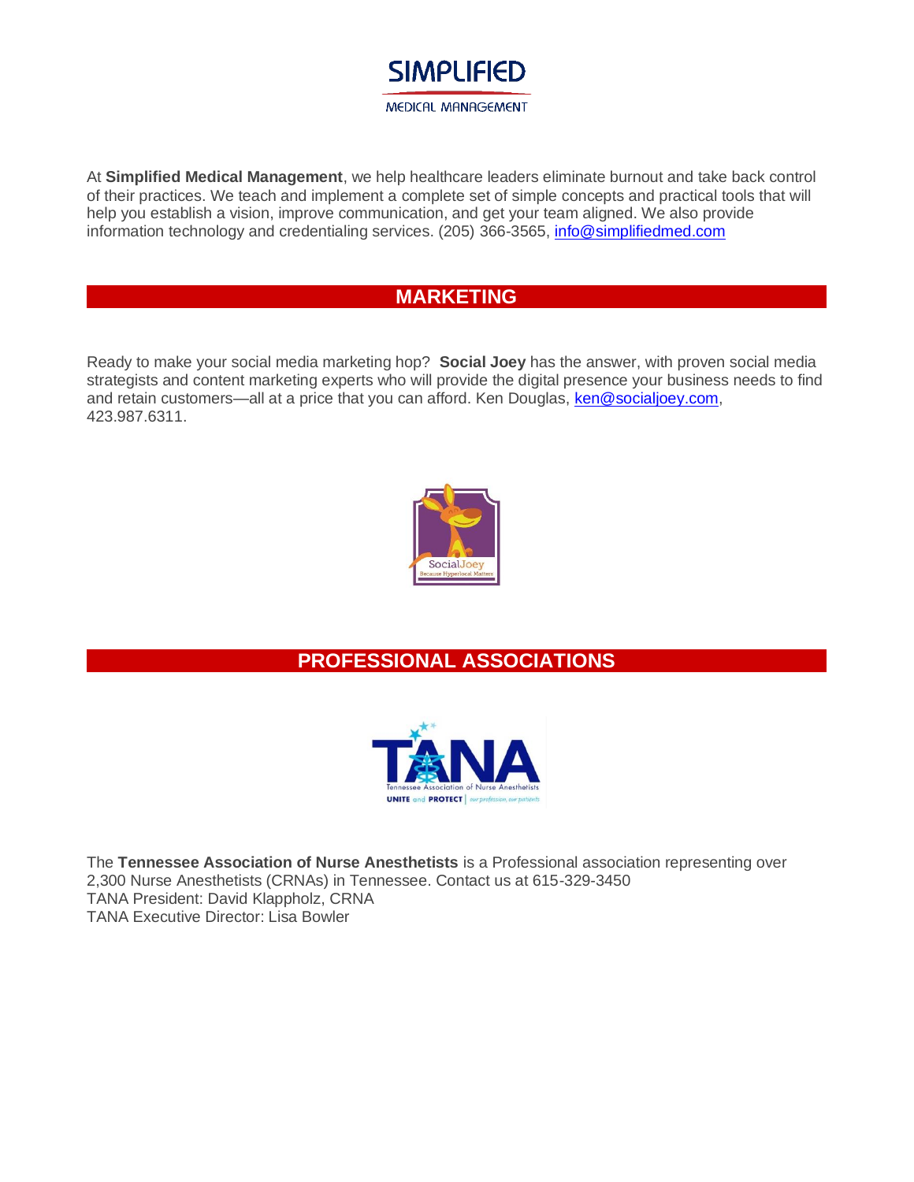At **Simplified Medical Management**, we help healthcare leaders eliminate burnout and take back control of their practices. We teach and implement a complete set of simple concepts and practical tools that will help you establish a vision, improve communication, and get your team aligned. We also provide information technology and credentialing services. (205) 366-3565, info@simplifiedmed.com

## MARKETING

Ready to make your social media marketing hop? **Social Joey** has the answer, with proven social media strategists and content marketing experts who will provide the digital presence your business needs to find and retain customers—all at a price that you can afford. Ken Douglas, ken@socialjoey.com, 423.987.6311.

## PROFESSIONAL ASSOCIATIONS

The **Tennessee Association of Nurse Anesthetists** is a Professional association representing over 2,300 Nurse Anesthetists (CRNAs) in Tennessee. Contact us at 615-329-3450
TANA President: David Klappholz, CRNA
TANA Executive Director: Lisa Bowler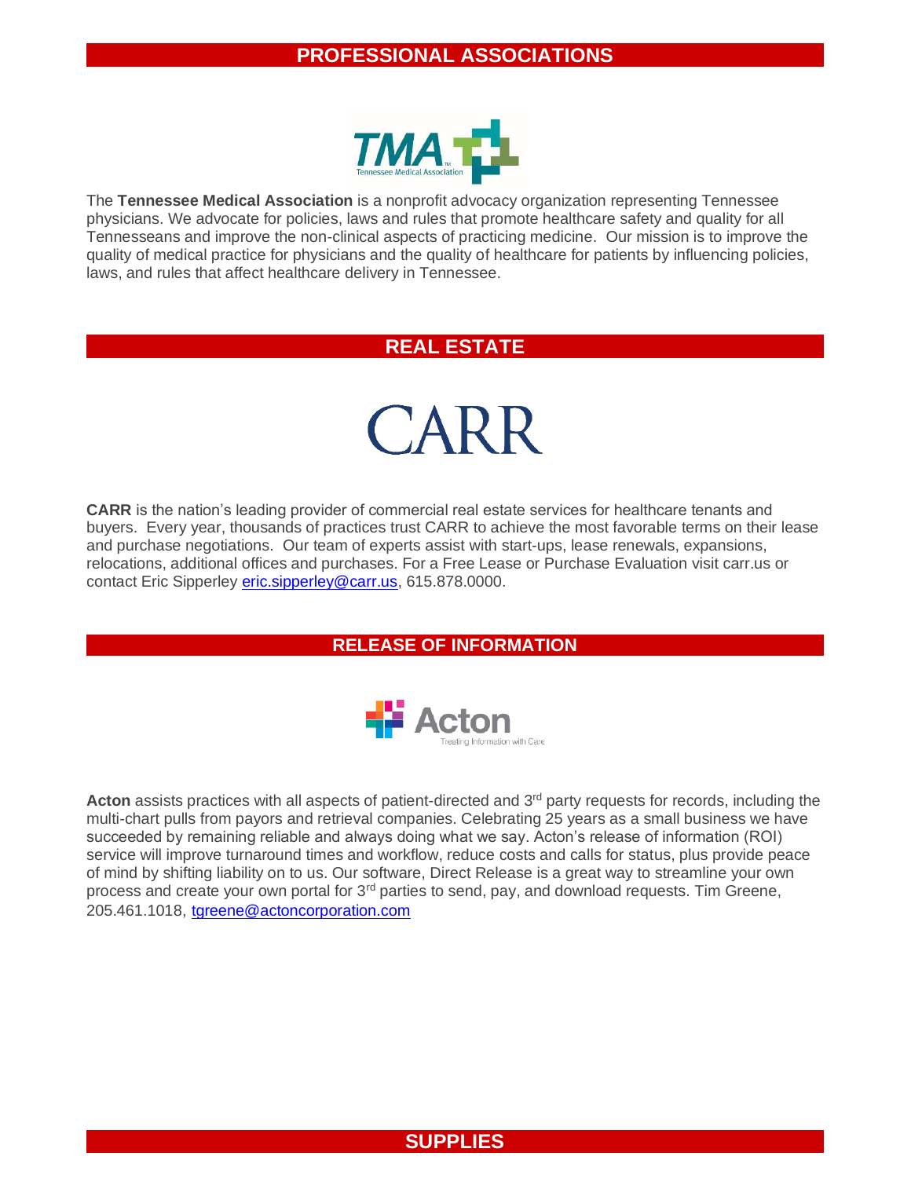## PROFESSIONAL ASSOCIATIONS

The **Tennessee Medical Association** is a nonprofit advocacy organization representing Tennessee physicians. We advocate for policies, laws and rules that promote healthcare safety and quality for all Tennesseans and improve the non-clinical aspects of practicing medicine. Our mission is to improve the quality of medical practice for physicians and the quality of healthcare for patients by influencing policies, laws, and rules that affect healthcare delivery in Tennessee.

## REAL ESTATE

**CARR** is the nation's leading provider of commercial real estate services for healthcare tenants and buyers. Every year, thousands of practices trust CARR to achieve the most favorable terms on their lease and purchase negotiations. Our team of experts assist with start-ups, lease renewals, expansions, relocations, additional offices and purchases. For a Free Lease or Purchase Evaluation visit carr.us or contact Eric Sipperley eric.sipperley@carr.us, 615.878.0000.

## RELEASE OF INFORMATION

**Acton** assists practices with all aspects of patient-directed and 3rd party requests for records, including the multi-chart pulls from payors and retrieval companies. Celebrating 25 years as a small business we have succeeded by remaining reliable and always doing what we say. Acton's release of information (ROI) service will improve turnaround times and workflow, reduce costs and calls for status, plus provide peace of mind by shifting liability on to us. Our software, Direct Release is a great way to streamline your own process and create your own portal for 3rd parties to send, pay, and download requests. Tim Greene, 205.461.1018, tgreene@actoncorporation.com

## SUPPLIES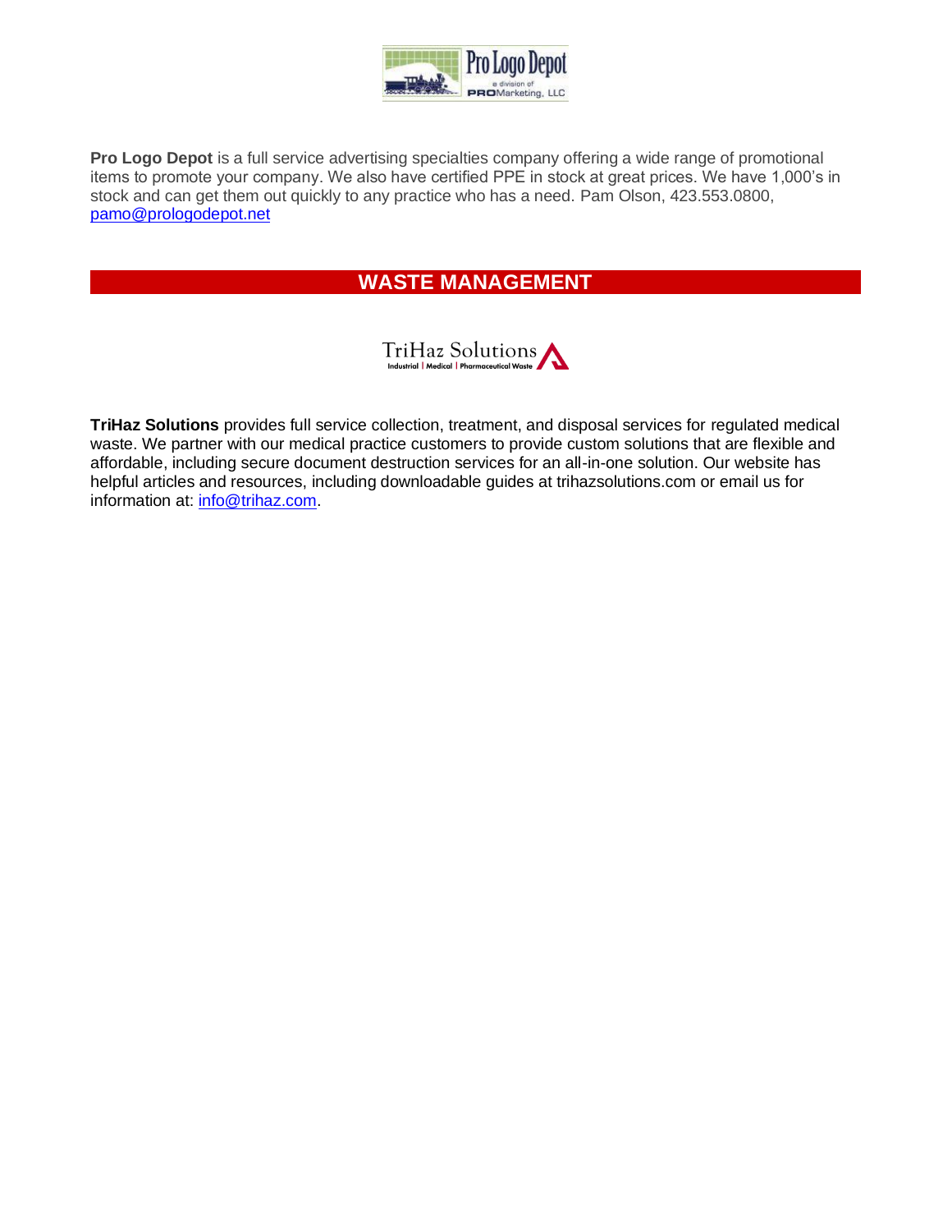**Pro Logo Depot** is a full service advertising specialties company offering a wide range of promotional items to promote your company. We also have certified PPE in stock at great prices. We have 1,000's in stock and can get them out quickly to any practice who has a need. Pam Olson, 423.553.0800, pamo@prologodepot.net

## WASTE MANAGEMENT

**TriHaz Solutions** provides full service collection, treatment, and disposal services for regulated medical waste. We partner with our medical practice customers to provide custom solutions that are flexible and affordable, including secure document destruction services for an all-in-one solution. Our website has helpful articles and resources, including downloadable guides at trihazsolutions.com or email us for information at: info@trihaz.com.